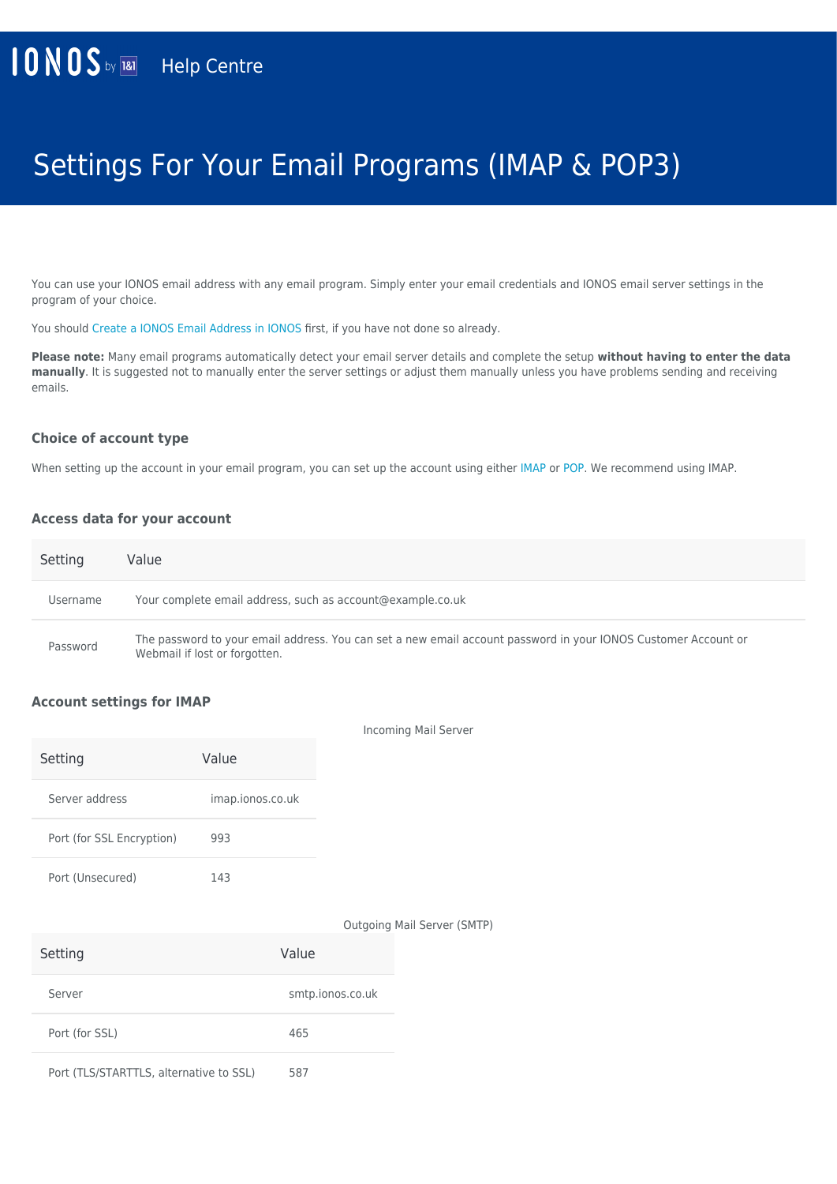IONOS by 1&1 Help Centre

# Settings For Your Email Programs (IMAP & POP3)

You can use your IONOS email address with any email program. Simply enter your email credentials and IONOS email server settings in the program of your choice.

You should Create a IONOS Email Address in IONOS first, if you have not done so already.

**Please note:** Many email programs automatically detect your email server details and complete the setup **without having to enter the data manually**. It is suggested not to manually enter the server settings or adjust them manually unless you have problems sending and receiving emails.

### Choice of account type

When setting up the account in your email program, you can set up the account using either IMAP or POP. We recommend using IMAP.

### Access data for your account

| Setting | Value |
| --- | --- |
| Username | Your complete email address, such as account@example.co.uk |
| Password | The password to your email address. You can set a new email account password in your IONOS Customer Account or Webmail if lost or forgotten. |

### Account settings for IMAP

Incoming Mail Server

| Setting | Value |
| --- | --- |
| Server address | imap.ionos.co.uk |
| Port (for SSL Encryption) | 993 |
| Port (Unsecured) | 143 |

Outgoing Mail Server (SMTP)

| Setting | Value |
| --- | --- |
| Server | smtp.ionos.co.uk |
| Port (for SSL) | 465 |
| Port (TLS/STARTTLS, alternative to SSL) | 587 |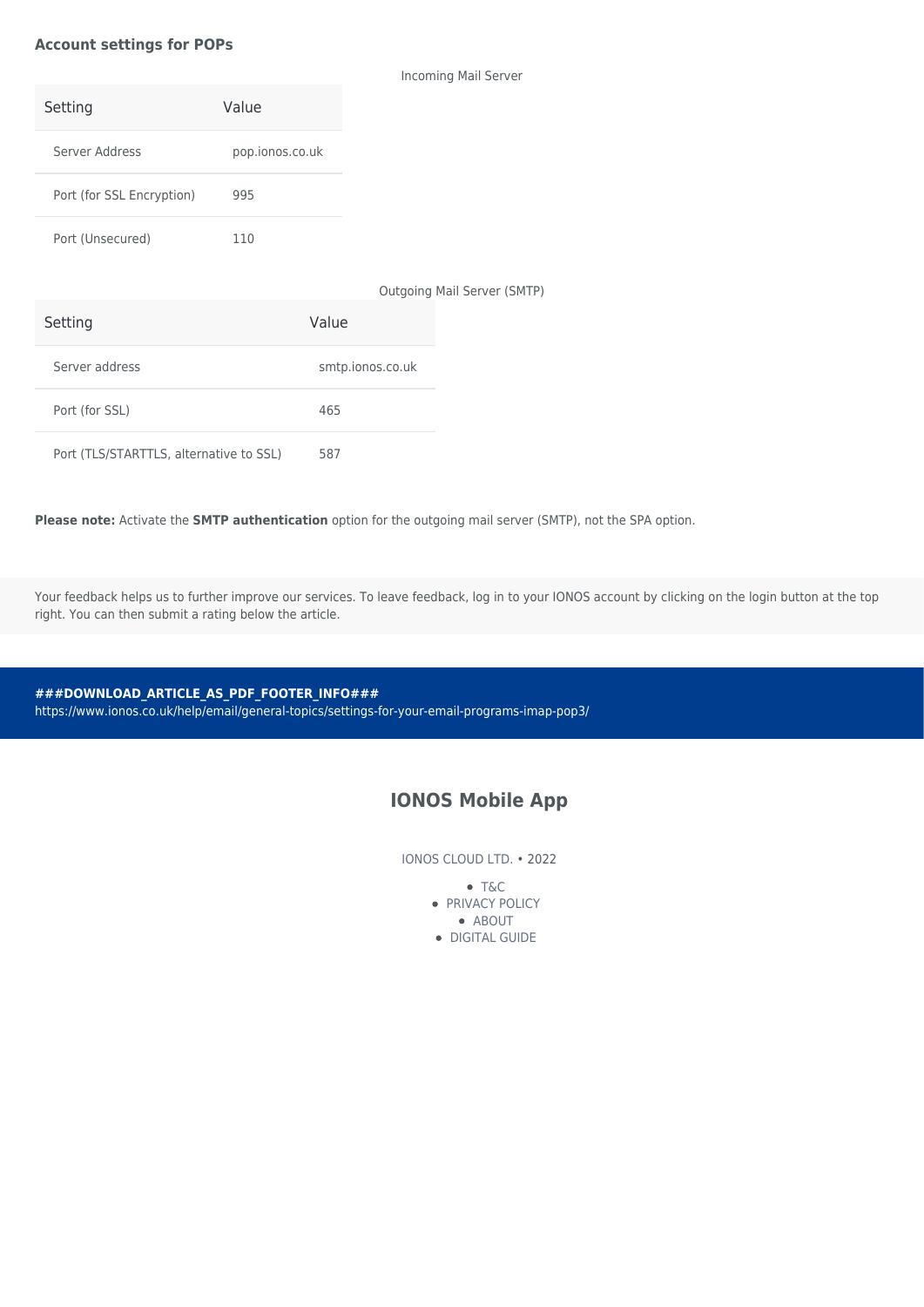### Account settings for POPs

Incoming Mail Server

| Setting | Value |
| --- | --- |
| Server Address | pop.ionos.co.uk |
| Port (for SSL Encryption) | 995 |
| Port (Unsecured) | 110 |

Outgoing Mail Server (SMTP)

| Setting | Value |
| --- | --- |
| Server address | smtp.ionos.co.uk |
| Port (for SSL) | 465 |
| Port (TLS/STARTTLS, alternative to SSL) | 587 |

**Please note:** Activate the **SMTP authentication** option for the outgoing mail server (SMTP), not the SPA option.

Your feedback helps us to further improve our services. To leave feedback, log in to your IONOS account by clicking on the login button at the top right. You can then submit a rating below the article.

**###DOWNLOAD_ARTICLE_AS_PDF_FOOTER_INFO###**
https://www.ionos.co.uk/help/email/general-topics/settings-for-your-email-programs-imap-pop3/

## IONOS Mobile App

IONOS CLOUD LTD. • 2022

- T&C
- PRIVACY POLICY
- ABOUT
- DIGITAL GUIDE